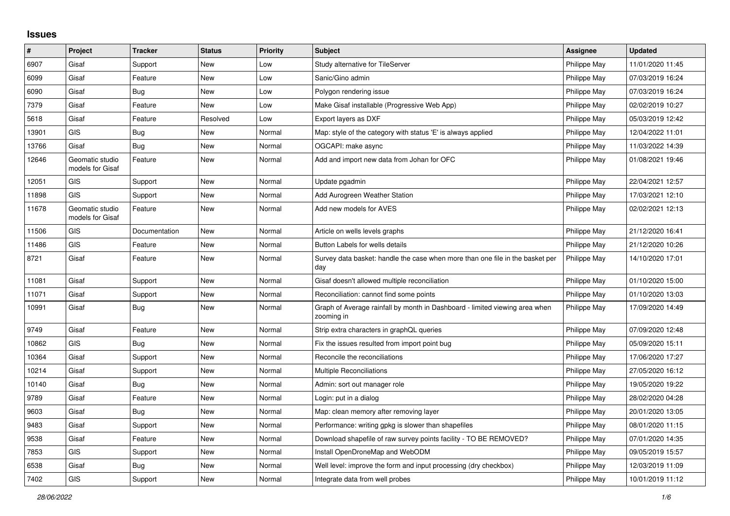## Issues

| # | Project | Tracker | Status | Priority | Subject | Assignee | Updated |
|---|---|---|---|---|---|---|---|
| 6907 | Gisaf | Support | New | Low | Study alternative for TileServer | Philippe May | 11/01/2020 11:45 |
| 6099 | Gisaf | Feature | New | Low | Sanic/Gino admin | Philippe May | 07/03/2019 16:24 |
| 6090 | Gisaf | Bug | New | Low | Polygon rendering issue | Philippe May | 07/03/2019 16:24 |
| 7379 | Gisaf | Feature | New | Low | Make Gisaf installable (Progressive Web App) | Philippe May | 02/02/2019 10:27 |
| 5618 | Gisaf | Feature | Resolved | Low | Export layers as DXF | Philippe May | 05/03/2019 12:42 |
| 13901 | GIS | Bug | New | Normal | Map: style of the category with status 'E' is always applied | Philippe May | 12/04/2022 11:01 |
| 13766 | Gisaf | Bug | New | Normal | OGCAPI: make async | Philippe May | 11/03/2022 14:39 |
| 12646 | Geomatic studio models for Gisaf | Feature | New | Normal | Add and import new data from Johan for OFC | Philippe May | 01/08/2021 19:46 |
| 12051 | GIS | Support | New | Normal | Update pgadmin | Philippe May | 22/04/2021 12:57 |
| 11898 | GIS | Support | New | Normal | Add Aurogreen Weather Station | Philippe May | 17/03/2021 12:10 |
| 11678 | Geomatic studio models for Gisaf | Feature | New | Normal | Add new models for AVES | Philippe May | 02/02/2021 12:13 |
| 11506 | GIS | Documentation | New | Normal | Article on wells levels graphs | Philippe May | 21/12/2020 16:41 |
| 11486 | GIS | Feature | New | Normal | Button Labels for wells details | Philippe May | 21/12/2020 10:26 |
| 8721 | Gisaf | Feature | New | Normal | Survey data basket: handle the case when more than one file in the basket per day | Philippe May | 14/10/2020 17:01 |
| 11081 | Gisaf | Support | New | Normal | Gisaf doesn't allowed multiple reconciliation | Philippe May | 01/10/2020 15:00 |
| 11071 | Gisaf | Support | New | Normal | Reconciliation: cannot find some points | Philippe May | 01/10/2020 13:03 |
| 10991 | Gisaf | Bug | New | Normal | Graph of Average rainfall by month in Dashboard - limited viewing area when zooming in | Philippe May | 17/09/2020 14:49 |
| 9749 | Gisaf | Feature | New | Normal | Strip extra characters in graphQL queries | Philippe May | 07/09/2020 12:48 |
| 10862 | GIS | Bug | New | Normal | Fix the issues resulted from import point bug | Philippe May | 05/09/2020 15:11 |
| 10364 | Gisaf | Support | New | Normal | Reconcile the reconciliations | Philippe May | 17/06/2020 17:27 |
| 10214 | Gisaf | Support | New | Normal | Multiple Reconciliations | Philippe May | 27/05/2020 16:12 |
| 10140 | Gisaf | Bug | New | Normal | Admin: sort out manager role | Philippe May | 19/05/2020 19:22 |
| 9789 | Gisaf | Feature | New | Normal | Login: put in a dialog | Philippe May | 28/02/2020 04:28 |
| 9603 | Gisaf | Bug | New | Normal | Map: clean memory after removing layer | Philippe May | 20/01/2020 13:05 |
| 9483 | Gisaf | Support | New | Normal | Performance: writing gpkg is slower than shapefiles | Philippe May | 08/01/2020 11:15 |
| 9538 | Gisaf | Feature | New | Normal | Download shapefile of raw survey points facility - TO BE REMOVED? | Philippe May | 07/01/2020 14:35 |
| 7853 | GIS | Support | New | Normal | Install OpenDroneMap and WebODM | Philippe May | 09/05/2019 15:57 |
| 6538 | Gisaf | Bug | New | Normal | Well level: improve the form and input processing (dry checkbox) | Philippe May | 12/03/2019 11:09 |
| 7402 | GIS | Support | New | Normal | Integrate data from well probes | Philippe May | 10/01/2019 11:12 |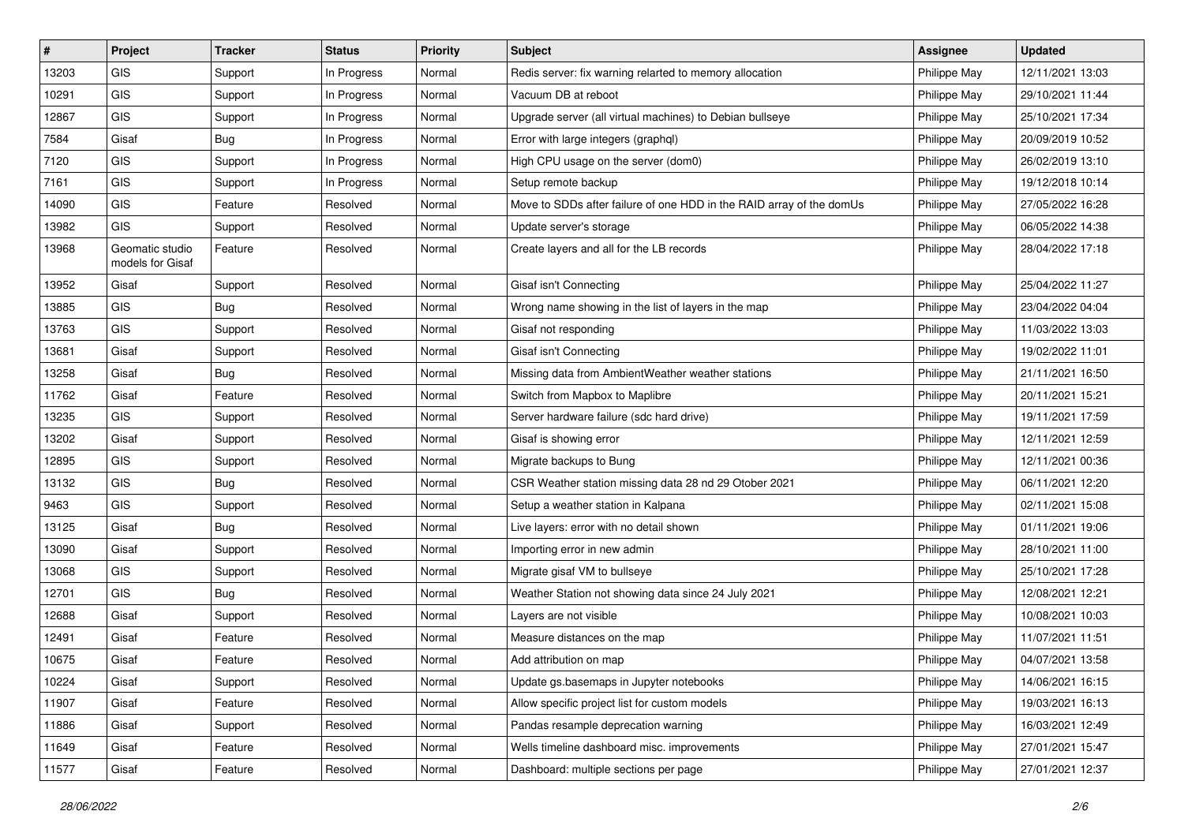| # | Project | Tracker | Status | Priority | Subject | Assignee | Updated |
|---|---|---|---|---|---|---|---|
| 13203 | GIS | Support | In Progress | Normal | Redis server: fix warning relarted to memory allocation | Philippe May | 12/11/2021 13:03 |
| 10291 | GIS | Support | In Progress | Normal | Vacuum DB at reboot | Philippe May | 29/10/2021 11:44 |
| 12867 | GIS | Support | In Progress | Normal | Upgrade server (all virtual machines) to Debian bullseye | Philippe May | 25/10/2021 17:34 |
| 7584 | Gisaf | Bug | In Progress | Normal | Error with large integers (graphql) | Philippe May | 20/09/2019 10:52 |
| 7120 | GIS | Support | In Progress | Normal | High CPU usage on the server (dom0) | Philippe May | 26/02/2019 13:10 |
| 7161 | GIS | Support | In Progress | Normal | Setup remote backup | Philippe May | 19/12/2018 10:14 |
| 14090 | GIS | Feature | Resolved | Normal | Move to SDDs after failure of one HDD in the RAID array of the domUs | Philippe May | 27/05/2022 16:28 |
| 13982 | GIS | Support | Resolved | Normal | Update server's storage | Philippe May | 06/05/2022 14:38 |
| 13968 | Geomatic studio models for Gisaf | Feature | Resolved | Normal | Create layers and all for the LB records | Philippe May | 28/04/2022 17:18 |
| 13952 | Gisaf | Support | Resolved | Normal | Gisaf isn't Connecting | Philippe May | 25/04/2022 11:27 |
| 13885 | GIS | Bug | Resolved | Normal | Wrong name showing in the list of layers in the map | Philippe May | 23/04/2022 04:04 |
| 13763 | GIS | Support | Resolved | Normal | Gisaf not responding | Philippe May | 11/03/2022 13:03 |
| 13681 | Gisaf | Support | Resolved | Normal | Gisaf isn't Connecting | Philippe May | 19/02/2022 11:01 |
| 13258 | Gisaf | Bug | Resolved | Normal | Missing data from AmbientWeather weather stations | Philippe May | 21/11/2021 16:50 |
| 11762 | Gisaf | Feature | Resolved | Normal | Switch from Mapbox to Maplibre | Philippe May | 20/11/2021 15:21 |
| 13235 | GIS | Support | Resolved | Normal | Server hardware failure (sdc hard drive) | Philippe May | 19/11/2021 17:59 |
| 13202 | Gisaf | Support | Resolved | Normal | Gisaf is showing error | Philippe May | 12/11/2021 12:59 |
| 12895 | GIS | Support | Resolved | Normal | Migrate backups to Bung | Philippe May | 12/11/2021 00:36 |
| 13132 | GIS | Bug | Resolved | Normal | CSR Weather station missing data 28 nd 29 Otober 2021 | Philippe May | 06/11/2021 12:20 |
| 9463 | GIS | Support | Resolved | Normal | Setup a weather station in Kalpana | Philippe May | 02/11/2021 15:08 |
| 13125 | Gisaf | Bug | Resolved | Normal | Live layers: error with no detail shown | Philippe May | 01/11/2021 19:06 |
| 13090 | Gisaf | Support | Resolved | Normal | Importing error in new admin | Philippe May | 28/10/2021 11:00 |
| 13068 | GIS | Support | Resolved | Normal | Migrate gisaf VM to bullseye | Philippe May | 25/10/2021 17:28 |
| 12701 | GIS | Bug | Resolved | Normal | Weather Station not showing data since 24 July 2021 | Philippe May | 12/08/2021 12:21 |
| 12688 | Gisaf | Support | Resolved | Normal | Layers are not visible | Philippe May | 10/08/2021 10:03 |
| 12491 | Gisaf | Feature | Resolved | Normal | Measure distances on the map | Philippe May | 11/07/2021 11:51 |
| 10675 | Gisaf | Feature | Resolved | Normal | Add attribution on map | Philippe May | 04/07/2021 13:58 |
| 10224 | Gisaf | Support | Resolved | Normal | Update gs.basemaps in Jupyter notebooks | Philippe May | 14/06/2021 16:15 |
| 11907 | Gisaf | Feature | Resolved | Normal | Allow specific project list for custom models | Philippe May | 19/03/2021 16:13 |
| 11886 | Gisaf | Support | Resolved | Normal | Pandas resample deprecation warning | Philippe May | 16/03/2021 12:49 |
| 11649 | Gisaf | Feature | Resolved | Normal | Wells timeline dashboard misc. improvements | Philippe May | 27/01/2021 15:47 |
| 11577 | Gisaf | Feature | Resolved | Normal | Dashboard: multiple sections per page | Philippe May | 27/01/2021 12:37 |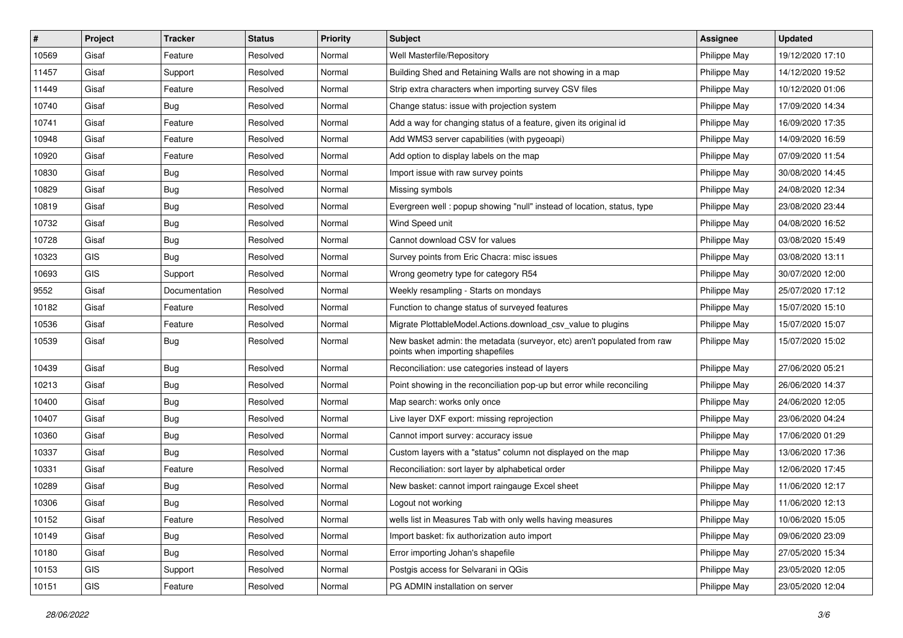| # | Project | Tracker | Status | Priority | Subject | Assignee | Updated |
|---|---|---|---|---|---|---|---|
| 10569 | Gisaf | Feature | Resolved | Normal | Well Masterfile/Repository | Philippe May | 19/12/2020 17:10 |
| 11457 | Gisaf | Support | Resolved | Normal | Building Shed and Retaining Walls are not showing in a map | Philippe May | 14/12/2020 19:52 |
| 11449 | Gisaf | Feature | Resolved | Normal | Strip extra characters when importing survey CSV files | Philippe May | 10/12/2020 01:06 |
| 10740 | Gisaf | Bug | Resolved | Normal | Change status: issue with projection system | Philippe May | 17/09/2020 14:34 |
| 10741 | Gisaf | Feature | Resolved | Normal | Add a way for changing status of a feature, given its original id | Philippe May | 16/09/2020 17:35 |
| 10948 | Gisaf | Feature | Resolved | Normal | Add WMS3 server capabilities (with pygeoapi) | Philippe May | 14/09/2020 16:59 |
| 10920 | Gisaf | Feature | Resolved | Normal | Add option to display labels on the map | Philippe May | 07/09/2020 11:54 |
| 10830 | Gisaf | Bug | Resolved | Normal | Import issue with raw survey points | Philippe May | 30/08/2020 14:45 |
| 10829 | Gisaf | Bug | Resolved | Normal | Missing symbols | Philippe May | 24/08/2020 12:34 |
| 10819 | Gisaf | Bug | Resolved | Normal | Evergreen well : popup showing "null" instead of location, status, type | Philippe May | 23/08/2020 23:44 |
| 10732 | Gisaf | Bug | Resolved | Normal | Wind Speed unit | Philippe May | 04/08/2020 16:52 |
| 10728 | Gisaf | Bug | Resolved | Normal | Cannot download CSV for values | Philippe May | 03/08/2020 15:49 |
| 10323 | GIS | Bug | Resolved | Normal | Survey points from Eric Chacra: misc issues | Philippe May | 03/08/2020 13:11 |
| 10693 | GIS | Support | Resolved | Normal | Wrong geometry type for category R54 | Philippe May | 30/07/2020 12:00 |
| 9552 | Gisaf | Documentation | Resolved | Normal | Weekly resampling - Starts on mondays | Philippe May | 25/07/2020 17:12 |
| 10182 | Gisaf | Feature | Resolved | Normal | Function to change status of surveyed features | Philippe May | 15/07/2020 15:10 |
| 10536 | Gisaf | Feature | Resolved | Normal | Migrate PlottableModel.Actions.download_csv_value to plugins | Philippe May | 15/07/2020 15:07 |
| 10539 | Gisaf | Bug | Resolved | Normal | New basket admin: the metadata (surveyor, etc) aren't populated from raw points when importing shapefiles | Philippe May | 15/07/2020 15:02 |
| 10439 | Gisaf | Bug | Resolved | Normal | Reconciliation: use categories instead of layers | Philippe May | 27/06/2020 05:21 |
| 10213 | Gisaf | Bug | Resolved | Normal | Point showing in the reconciliation pop-up but error while reconciling | Philippe May | 26/06/2020 14:37 |
| 10400 | Gisaf | Bug | Resolved | Normal | Map search: works only once | Philippe May | 24/06/2020 12:05 |
| 10407 | Gisaf | Bug | Resolved | Normal | Live layer DXF export: missing reprojection | Philippe May | 23/06/2020 04:24 |
| 10360 | Gisaf | Bug | Resolved | Normal | Cannot import survey: accuracy issue | Philippe May | 17/06/2020 01:29 |
| 10337 | Gisaf | Bug | Resolved | Normal | Custom layers with a "status" column not displayed on the map | Philippe May | 13/06/2020 17:36 |
| 10331 | Gisaf | Feature | Resolved | Normal | Reconciliation: sort layer by alphabetical order | Philippe May | 12/06/2020 17:45 |
| 10289 | Gisaf | Bug | Resolved | Normal | New basket: cannot import raingauge Excel sheet | Philippe May | 11/06/2020 12:17 |
| 10306 | Gisaf | Bug | Resolved | Normal | Logout not working | Philippe May | 11/06/2020 12:13 |
| 10152 | Gisaf | Feature | Resolved | Normal | wells list in Measures Tab with only wells having measures | Philippe May | 10/06/2020 15:05 |
| 10149 | Gisaf | Bug | Resolved | Normal | Import basket: fix authorization auto import | Philippe May | 09/06/2020 23:09 |
| 10180 | Gisaf | Bug | Resolved | Normal | Error importing Johan's shapefile | Philippe May | 27/05/2020 15:34 |
| 10153 | GIS | Support | Resolved | Normal | Postgis access for Selvarani in QGis | Philippe May | 23/05/2020 12:05 |
| 10151 | GIS | Feature | Resolved | Normal | PG ADMIN installation on server | Philippe May | 23/05/2020 12:04 |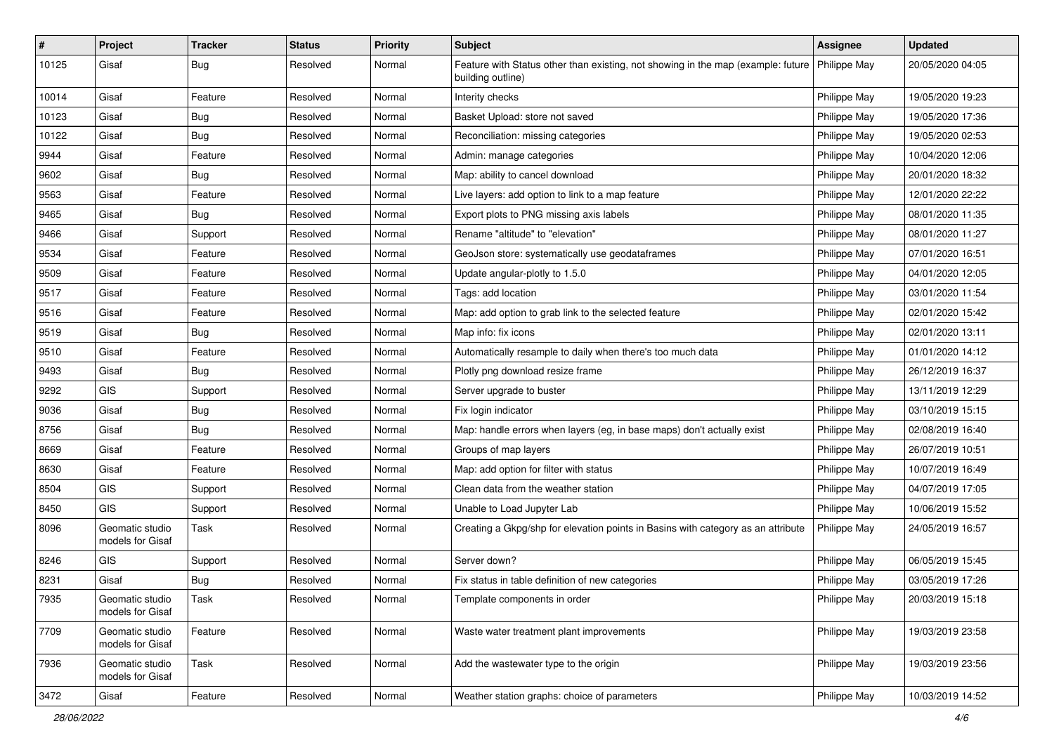| # | Project | Tracker | Status | Priority | Subject | Assignee | Updated |
|---|---|---|---|---|---|---|---|
| 10125 | Gisaf | Bug | Resolved | Normal | Feature with Status other than existing, not showing in the map (example: future building outline) | Philippe May | 20/05/2020 04:05 |
| 10014 | Gisaf | Feature | Resolved | Normal | Interity checks | Philippe May | 19/05/2020 19:23 |
| 10123 | Gisaf | Bug | Resolved | Normal | Basket Upload: store not saved | Philippe May | 19/05/2020 17:36 |
| 10122 | Gisaf | Bug | Resolved | Normal | Reconciliation: missing categories | Philippe May | 19/05/2020 02:53 |
| 9944 | Gisaf | Feature | Resolved | Normal | Admin: manage categories | Philippe May | 10/04/2020 12:06 |
| 9602 | Gisaf | Bug | Resolved | Normal | Map: ability to cancel download | Philippe May | 20/01/2020 18:32 |
| 9563 | Gisaf | Feature | Resolved | Normal | Live layers: add option to link to a map feature | Philippe May | 12/01/2020 22:22 |
| 9465 | Gisaf | Bug | Resolved | Normal | Export plots to PNG missing axis labels | Philippe May | 08/01/2020 11:35 |
| 9466 | Gisaf | Support | Resolved | Normal | Rename "altitude" to "elevation" | Philippe May | 08/01/2020 11:27 |
| 9534 | Gisaf | Feature | Resolved | Normal | GeoJson store: systematically use geodataframes | Philippe May | 07/01/2020 16:51 |
| 9509 | Gisaf | Feature | Resolved | Normal | Update angular-plotly to 1.5.0 | Philippe May | 04/01/2020 12:05 |
| 9517 | Gisaf | Feature | Resolved | Normal | Tags: add location | Philippe May | 03/01/2020 11:54 |
| 9516 | Gisaf | Feature | Resolved | Normal | Map: add option to grab link to the selected feature | Philippe May | 02/01/2020 15:42 |
| 9519 | Gisaf | Bug | Resolved | Normal | Map info: fix icons | Philippe May | 02/01/2020 13:11 |
| 9510 | Gisaf | Feature | Resolved | Normal | Automatically resample to daily when there's too much data | Philippe May | 01/01/2020 14:12 |
| 9493 | Gisaf | Bug | Resolved | Normal | Plotly png download resize frame | Philippe May | 26/12/2019 16:37 |
| 9292 | GIS | Support | Resolved | Normal | Server upgrade to buster | Philippe May | 13/11/2019 12:29 |
| 9036 | Gisaf | Bug | Resolved | Normal | Fix login indicator | Philippe May | 03/10/2019 15:15 |
| 8756 | Gisaf | Bug | Resolved | Normal | Map: handle errors when layers (eg, in base maps) don't actually exist | Philippe May | 02/08/2019 16:40 |
| 8669 | Gisaf | Feature | Resolved | Normal | Groups of map layers | Philippe May | 26/07/2019 10:51 |
| 8630 | Gisaf | Feature | Resolved | Normal | Map: add option for filter with status | Philippe May | 10/07/2019 16:49 |
| 8504 | GIS | Support | Resolved | Normal | Clean data from the weather station | Philippe May | 04/07/2019 17:05 |
| 8450 | GIS | Support | Resolved | Normal | Unable to Load Jupyter Lab | Philippe May | 10/06/2019 15:52 |
| 8096 | Geomatic studio models for Gisaf | Task | Resolved | Normal | Creating a Gkpg/shp for elevation points in Basins with category as an attribute | Philippe May | 24/05/2019 16:57 |
| 8246 | GIS | Support | Resolved | Normal | Server down? | Philippe May | 06/05/2019 15:45 |
| 8231 | Gisaf | Bug | Resolved | Normal | Fix status in table definition of new categories | Philippe May | 03/05/2019 17:26 |
| 7935 | Geomatic studio models for Gisaf | Task | Resolved | Normal | Template components in order | Philippe May | 20/03/2019 15:18 |
| 7709 | Geomatic studio models for Gisaf | Feature | Resolved | Normal | Waste water treatment plant improvements | Philippe May | 19/03/2019 23:58 |
| 7936 | Geomatic studio models for Gisaf | Task | Resolved | Normal | Add the wastewater type to the origin | Philippe May | 19/03/2019 23:56 |
| 3472 | Gisaf | Feature | Resolved | Normal | Weather station graphs: choice of parameters | Philippe May | 10/03/2019 14:52 |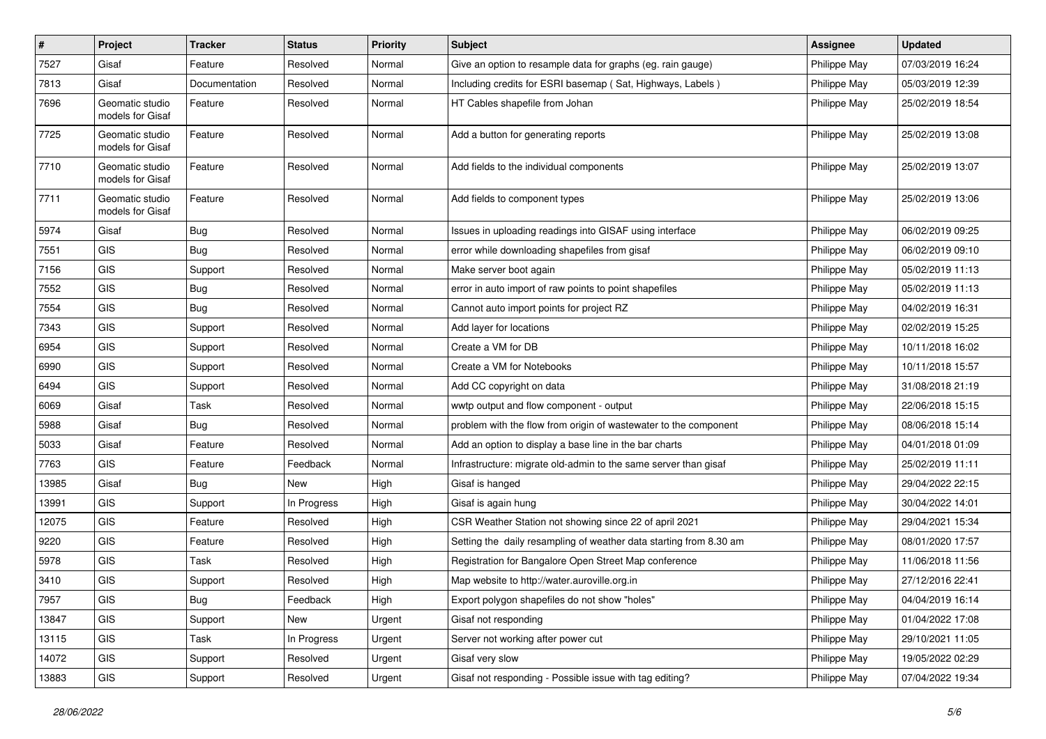| # | Project | Tracker | Status | Priority | Subject | Assignee | Updated |
|---|---|---|---|---|---|---|---|
| 7527 | Gisaf | Feature | Resolved | Normal | Give an option to resample data for graphs (eg. rain gauge) | Philippe May | 07/03/2019 16:24 |
| 7813 | Gisaf | Documentation | Resolved | Normal | Including credits for ESRI basemap ( Sat, Highways, Labels ) | Philippe May | 05/03/2019 12:39 |
| 7696 | Geomatic studio models for Gisaf | Feature | Resolved | Normal | HT Cables shapefile from Johan | Philippe May | 25/02/2019 18:54 |
| 7725 | Geomatic studio models for Gisaf | Feature | Resolved | Normal | Add a button for generating reports | Philippe May | 25/02/2019 13:08 |
| 7710 | Geomatic studio models for Gisaf | Feature | Resolved | Normal | Add fields to the individual components | Philippe May | 25/02/2019 13:07 |
| 7711 | Geomatic studio models for Gisaf | Feature | Resolved | Normal | Add fields to component types | Philippe May | 25/02/2019 13:06 |
| 5974 | Gisaf | Bug | Resolved | Normal | Issues in uploading readings into GISAF using interface | Philippe May | 06/02/2019 09:25 |
| 7551 | GIS | Bug | Resolved | Normal | error while downloading shapefiles from gisaf | Philippe May | 06/02/2019 09:10 |
| 7156 | GIS | Support | Resolved | Normal | Make server boot again | Philippe May | 05/02/2019 11:13 |
| 7552 | GIS | Bug | Resolved | Normal | error in auto import of raw points to point shapefiles | Philippe May | 05/02/2019 11:13 |
| 7554 | GIS | Bug | Resolved | Normal | Cannot auto import points for project RZ | Philippe May | 04/02/2019 16:31 |
| 7343 | GIS | Support | Resolved | Normal | Add layer for locations | Philippe May | 02/02/2019 15:25 |
| 6954 | GIS | Support | Resolved | Normal | Create a VM for DB | Philippe May | 10/11/2018 16:02 |
| 6990 | GIS | Support | Resolved | Normal | Create a VM for Notebooks | Philippe May | 10/11/2018 15:57 |
| 6494 | GIS | Support | Resolved | Normal | Add CC copyright on data | Philippe May | 31/08/2018 21:19 |
| 6069 | Gisaf | Task | Resolved | Normal | wwtp output and flow component - output | Philippe May | 22/06/2018 15:15 |
| 5988 | Gisaf | Bug | Resolved | Normal | problem with the flow from origin of wastewater to the component | Philippe May | 08/06/2018 15:14 |
| 5033 | Gisaf | Feature | Resolved | Normal | Add an option to display a base line in the bar charts | Philippe May | 04/01/2018 01:09 |
| 7763 | GIS | Feature | Feedback | Normal | Infrastructure: migrate old-admin to the same server than gisaf | Philippe May | 25/02/2019 11:11 |
| 13985 | Gisaf | Bug | New | High | Gisaf is hanged | Philippe May | 29/04/2022 22:15 |
| 13991 | GIS | Support | In Progress | High | Gisaf is again hung | Philippe May | 30/04/2022 14:01 |
| 12075 | GIS | Feature | Resolved | High | CSR Weather Station not showing since 22 of april 2021 | Philippe May | 29/04/2021 15:34 |
| 9220 | GIS | Feature | Resolved | High | Setting the daily resampling of weather data starting from 8.30 am | Philippe May | 08/01/2020 17:57 |
| 5978 | GIS | Task | Resolved | High | Registration for Bangalore Open Street Map conference | Philippe May | 11/06/2018 11:56 |
| 3410 | GIS | Support | Resolved | High | Map website to http://water.auroville.org.in | Philippe May | 27/12/2016 22:41 |
| 7957 | GIS | Bug | Feedback | High | Export polygon shapefiles do not show "holes" | Philippe May | 04/04/2019 16:14 |
| 13847 | GIS | Support | New | Urgent | Gisaf not responding | Philippe May | 01/04/2022 17:08 |
| 13115 | GIS | Task | In Progress | Urgent | Server not working after power cut | Philippe May | 29/10/2021 11:05 |
| 14072 | GIS | Support | Resolved | Urgent | Gisaf very slow | Philippe May | 19/05/2022 02:29 |
| 13883 | GIS | Support | Resolved | Urgent | Gisaf not responding - Possible issue with tag editing? | Philippe May | 07/04/2022 19:34 |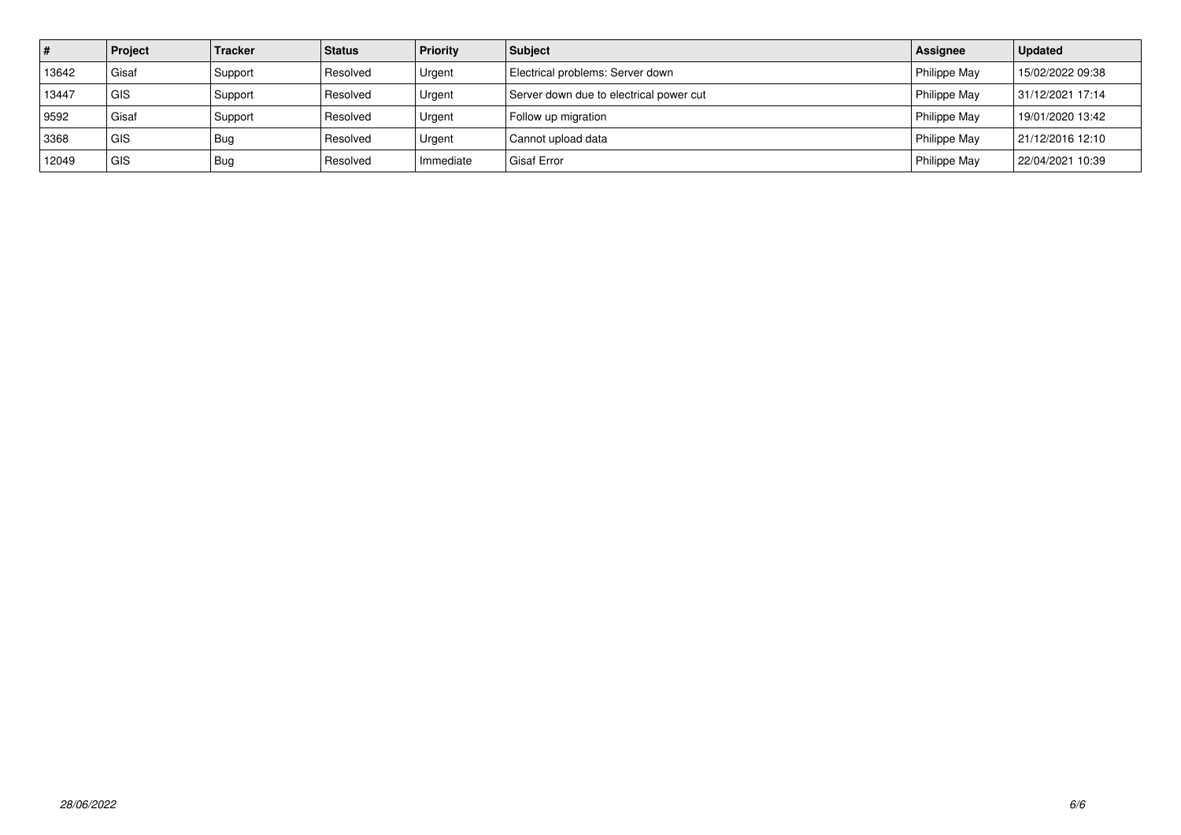| # | Project | Tracker | Status | Priority | Subject | Assignee | Updated |
|---|---|---|---|---|---|---|---|
| 13642 | Gisaf | Support | Resolved | Urgent | Electrical problems: Server down | Philippe May | 15/02/2022 09:38 |
| 13447 | GIS | Support | Resolved | Urgent | Server down due to electrical power cut | Philippe May | 31/12/2021 17:14 |
| 9592 | Gisaf | Support | Resolved | Urgent | Follow up migration | Philippe May | 19/01/2020 13:42 |
| 3368 | GIS | Bug | Resolved | Urgent | Cannot upload data | Philippe May | 21/12/2016 12:10 |
| 12049 | GIS | Bug | Resolved | Immediate | Gisaf Error | Philippe May | 22/04/2021 10:39 |